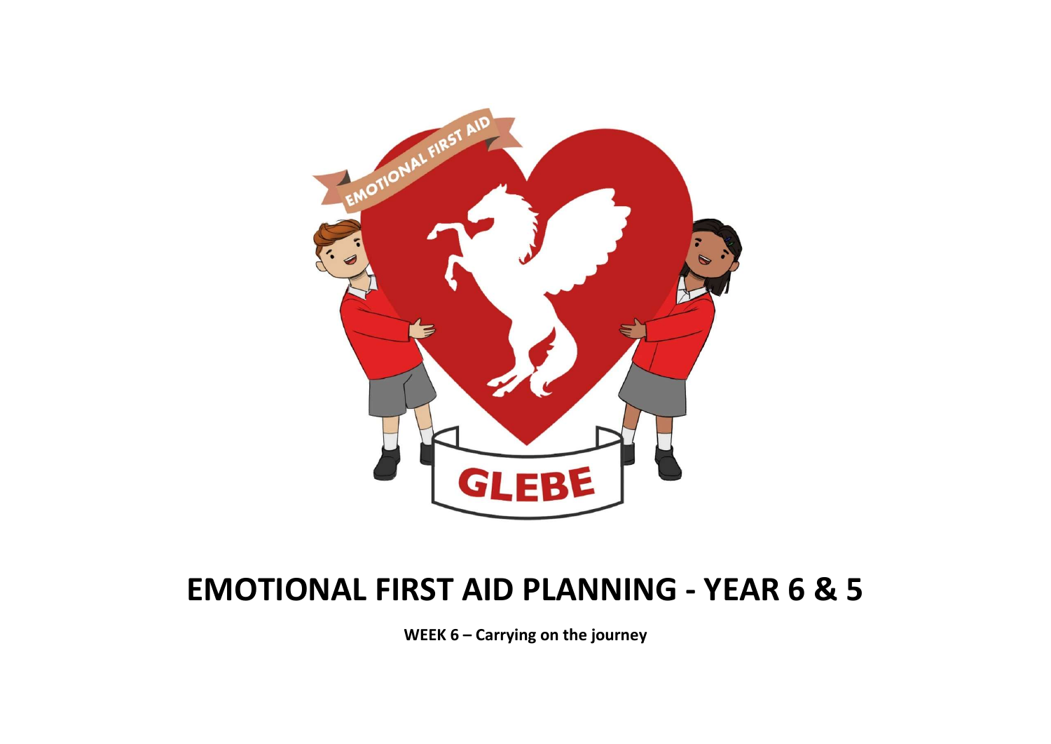# EMOTIONAL FIRST AID PLANNING - YEAR 6 & 5

**WEEK 6 – Carrying on the journey**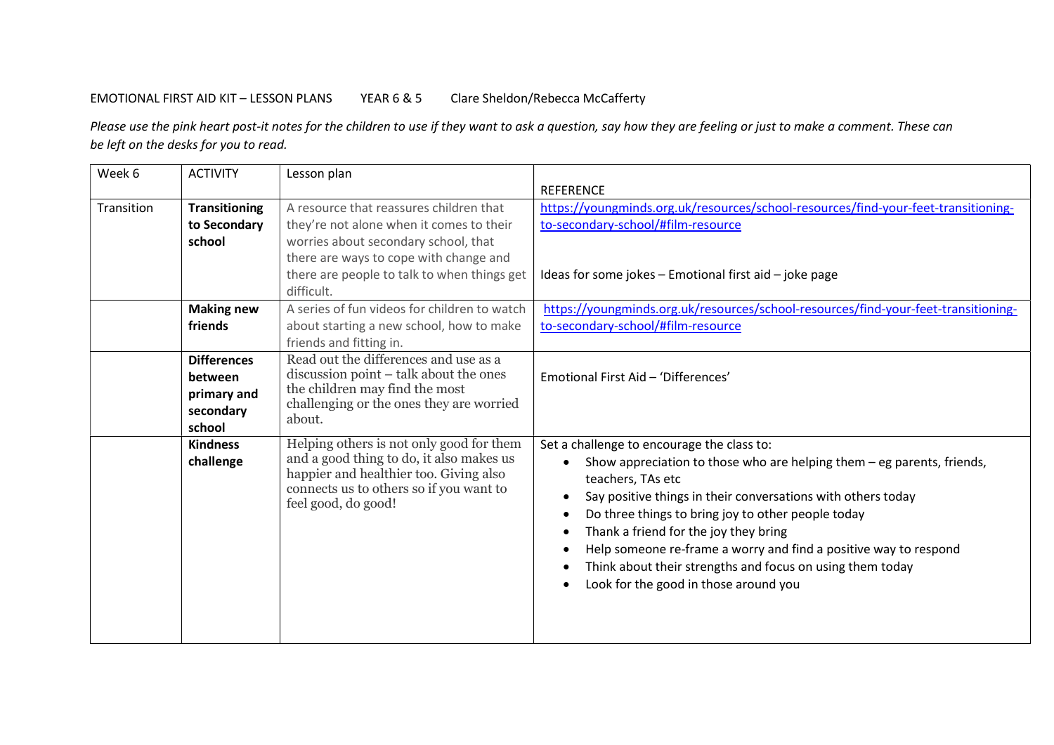EMOTIONAL FIRST AID KIT – LESSON PLANS YEAR 6 & 5 Clare Sheldon/Rebecca McCafferty

*Please use the pink heart post-it notes for the children to use if they want to ask a question, say how they are feeling or just to make a comment. These can be left on the desks for you to read.*

| Week 6 | ACTIVITY | Lesson plan | REFERENCE |
|---|---|---|---|
| Transition | **Transitioning to Secondary school** | A resource that reassures children that they're not alone when it comes to their worries about secondary school, that there are ways to cope with change and there are people to talk to when things get difficult. | https://youngminds.org.uk/resources/school-resources/find-your-feet-transitioning-to-secondary-school/#film-resource<br><br>Ideas for some jokes – Emotional first aid – joke page |
| | **Making new friends** | A series of fun videos for children to watch about starting a new school, how to make friends and fitting in. | https://youngminds.org.uk/resources/school-resources/find-your-feet-transitioning-to-secondary-school/#film-resource |
| | **Differences between primary and secondary school** | Read out the differences and use as a discussion point – talk about the ones the children may find the most challenging or the ones they are worried about. | Emotional First Aid – 'Differences' |
| | **Kindness challenge** | Helping others is not only good for them and a good thing to do, it also makes us happier and healthier too. Giving also connects us to others so if you want to feel good, do good! | Set a challenge to encourage the class to:<br>• Show appreciation to those who are helping them – eg parents, friends, teachers, TAs etc<br>• Say positive things in their conversations with others today<br>• Do three things to bring joy to other people today<br>• Thank a friend for the joy they bring<br>• Help someone re-frame a worry and find a positive way to respond<br>• Think about their strengths and focus on using them today<br>• Look for the good in those around you |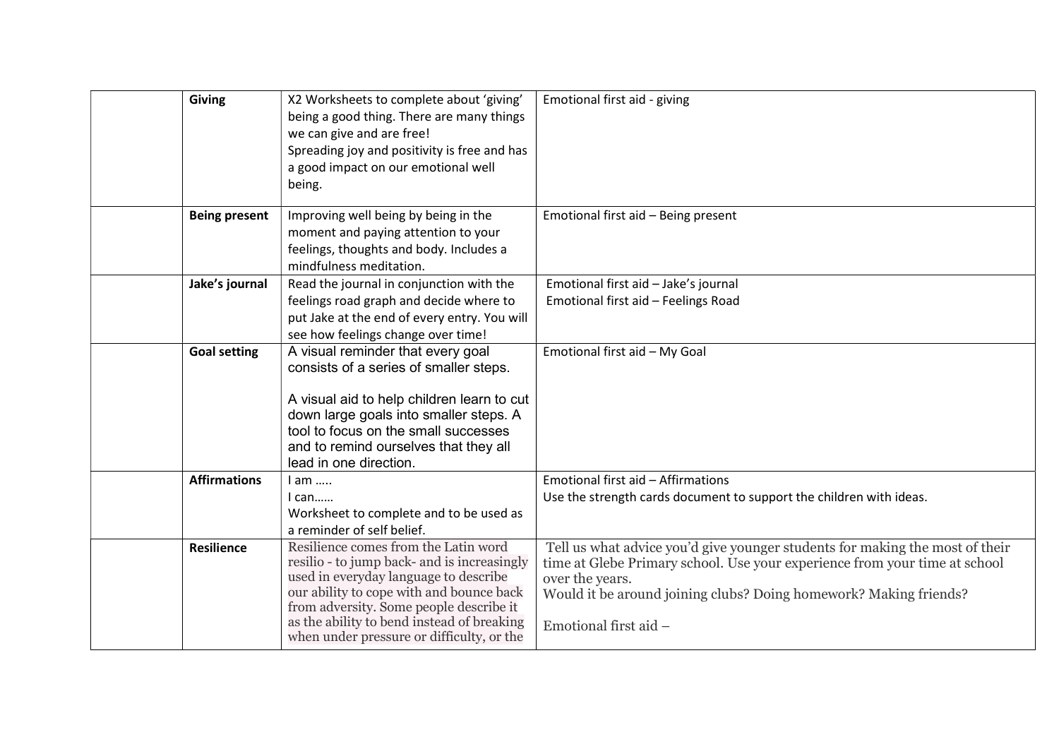| | | | |
|---|---|---|---|
| | **Giving** | X2 Worksheets to complete about 'giving' being a good thing. There are many things we can give and are free!<br>Spreading joy and positivity is free and has a good impact on our emotional well being. | Emotional first aid - giving |
| | **Being present** | Improving well being by being in the moment and paying attention to your feelings, thoughts and body. Includes a mindfulness meditation. | Emotional first aid – Being present |
| | **Jake's journal** | Read the journal in conjunction with the feelings road graph and decide where to put Jake at the end of every entry. You will see how feelings change over time! | Emotional first aid – Jake's journal<br>Emotional first aid – Feelings Road |
| | **Goal setting** | A visual reminder that every goal consists of a series of smaller steps.<br><br>A visual aid to help children learn to cut down large goals into smaller steps. A tool to focus on the small successes and to remind ourselves that they all lead in one direction. | Emotional first aid – My Goal |
| | **Affirmations** | I am …..<br>I can……<br>Worksheet to complete and to be used as a reminder of self belief. | Emotional first aid – Affirmations<br>Use the strength cards document to support the children with ideas. |
| | **Resilience** | Resilience comes from the Latin word resilio - to jump back- and is increasingly used in everyday language to describe our ability to cope with and bounce back from adversity. Some people describe it as the ability to bend instead of breaking when under pressure or difficulty, or the | Tell us what advice you'd give younger students for making the most of their time at Glebe Primary school. Use your experience from your time at school over the years.<br>Would it be around joining clubs? Doing homework? Making friends?<br><br>Emotional first aid – |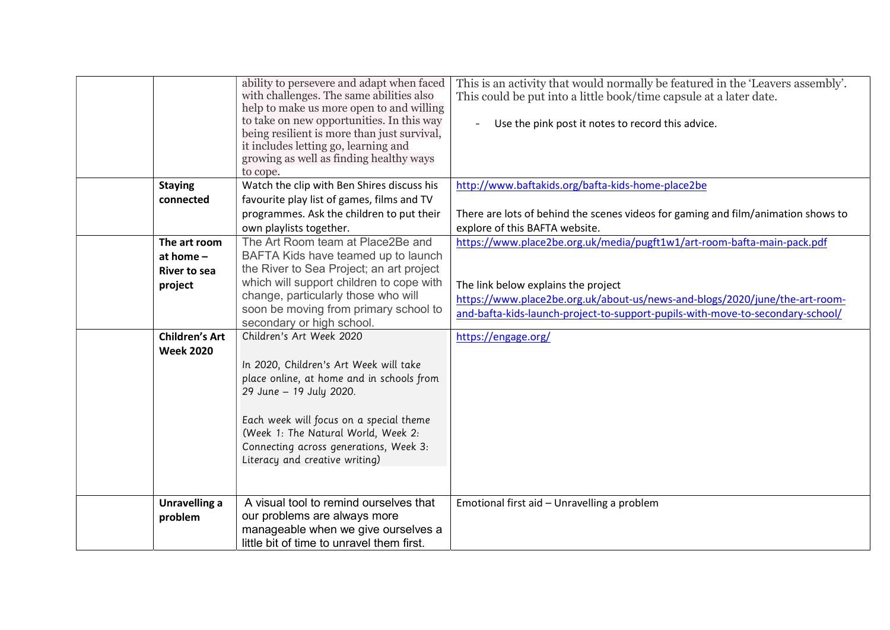| | | | |
|---|---|---|---|
| | | ability to persevere and adapt when faced with challenges. The same abilities also help to make us more open to and willing to take on new opportunities. In this way being resilient is more than just survival, it includes letting go, learning and growing as well as finding healthy ways to cope. | This is an activity that would normally be featured in the 'Leavers assembly'. This could be put into a little book/time capsule at a later date.<br><br>- Use the pink post it notes to record this advice. |
| | **Staying connected** | Watch the clip with Ben Shires discuss his favourite play list of games, films and TV programmes. Ask the children to put their own playlists together. | http://www.baftakids.org/bafta-kids-home-place2be<br><br>There are lots of behind the scenes videos for gaming and film/animation shows to explore of this BAFTA website. |
| | **The art room at home – River to sea project** | The Art Room team at Place2Be and BAFTA Kids have teamed up to launch the River to Sea Project; an art project which will support children to cope with change, particularly those who will soon be moving from primary school to secondary or high school. | https://www.place2be.org.uk/media/pugft1w1/art-room-bafta-main-pack.pdf<br><br>The link below explains the project<br>https://www.place2be.org.uk/about-us/news-and-blogs/2020/june/the-art-room-and-bafta-kids-launch-project-to-support-pupils-with-move-to-secondary-school/ |
| | **Children's Art Week 2020** | Children's Art Week 2020<br><br>In 2020, Children's Art Week will take place online, at home and in schools from 29 June – 19 July 2020.<br><br>Each week will focus on a special theme (Week 1: The Natural World, Week 2: Connecting across generations, Week 3: Literacy and creative writing) | https://engage.org/ |
| | **Unravelling a problem** | A visual tool to remind ourselves that our problems are always more manageable when we give ourselves a little bit of time to unravel them first. | Emotional first aid – Unravelling a problem |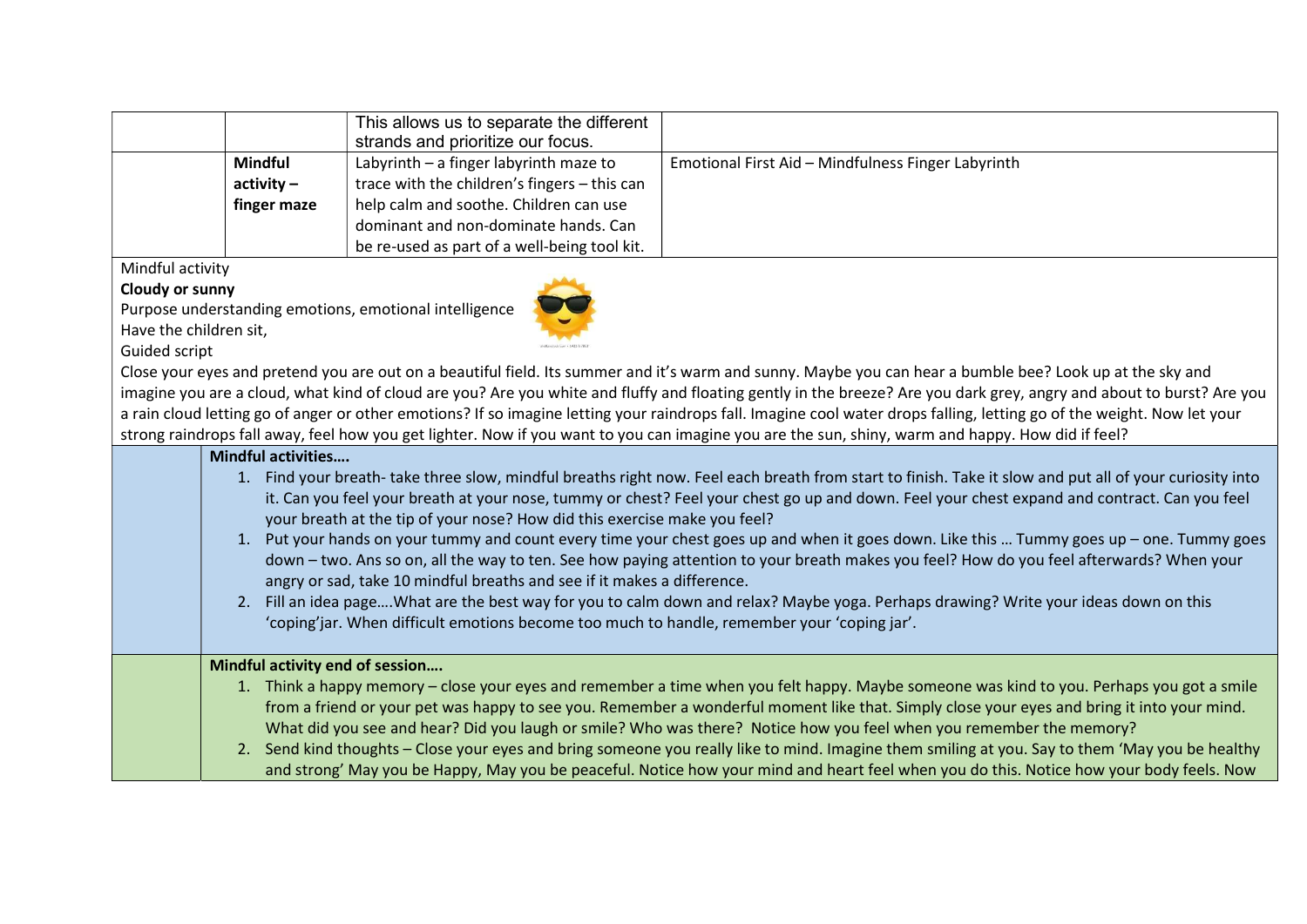| | | | |
|---|---|---|---|
| | | This allows us to separate the different strands and prioritize our focus. | |
| | **Mindful activity – finger maze** | Labyrinth – a finger labyrinth maze to trace with the children's fingers – this can help calm and soothe. Children can use dominant and non-dominate hands. Can be re-used as part of a well-being tool kit. | Emotional First Aid – Mindfulness Finger Labyrinth |

Mindful activity

**Cloudy or sunny**

Purpose understanding emotions, emotional intelligence

Have the children sit,

Guided script

Close your eyes and pretend you are out on a beautiful field. Its summer and it's warm and sunny. Maybe you can hear a bumble bee? Look up at the sky and imagine you are a cloud, what kind of cloud are you? Are you white and fluffy and floating gently in the breeze? Are you dark grey, angry and about to burst? Are you a rain cloud letting go of anger or other emotions? If so imagine letting your raindrops fall. Imagine cool water drops falling, letting go of the weight. Now let your strong raindrops fall away, feel how you get lighter. Now if you want to you can imagine you are the sun, shiny, warm and happy. How did if feel?

**Mindful activities….**

1. Find your breath- take three slow, mindful breaths right now. Feel each breath from start to finish. Take it slow and put all of your curiosity into it. Can you feel your breath at your nose, tummy or chest? Feel your chest go up and down. Feel your chest expand and contract. Can you feel your breath at the tip of your nose? How did this exercise make you feel?
1. Put your hands on your tummy and count every time your chest goes up and when it goes down. Like this … Tummy goes up – one. Tummy goes down – two. Ans so on, all the way to ten. See how paying attention to your breath makes you feel? How do you feel afterwards? When your angry or sad, take 10 mindful breaths and see if it makes a difference.
2. Fill an idea page….What are the best way for you to calm down and relax? Maybe yoga. Perhaps drawing? Write your ideas down on this 'coping'jar. When difficult emotions become too much to handle, remember your 'coping jar'.

**Mindful activity end of session….**

1. Think a happy memory – close your eyes and remember a time when you felt happy. Maybe someone was kind to you. Perhaps you got a smile from a friend or your pet was happy to see you. Remember a wonderful moment like that. Simply close your eyes and bring it into your mind. What did you see and hear? Did you laugh or smile? Who was there? Notice how you feel when you remember the memory?
2. Send kind thoughts – Close your eyes and bring someone you really like to mind. Imagine them smiling at you. Say to them 'May you be healthy and strong' May you be Happy, May you be peaceful. Notice how your mind and heart feel when you do this. Notice how your body feels. Now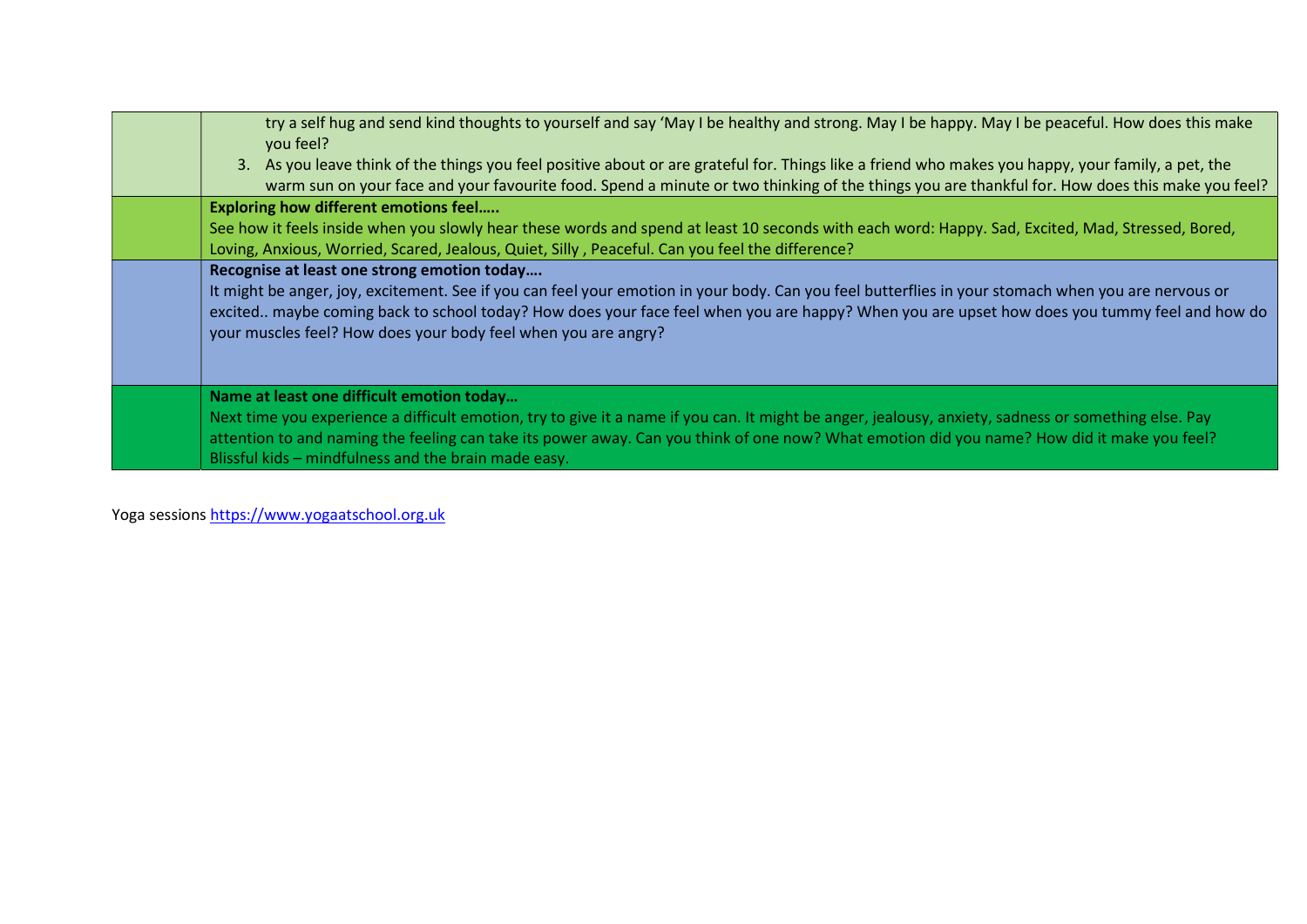| | |
|---|---|
| | try a self hug and send kind thoughts to yourself and say 'May I be healthy and strong. May I be happy. May I be peaceful. How does this make you feel?<br>3. As you leave think of the things you feel positive about or are grateful for. Things like a friend who makes you happy, your family, a pet, the warm sun on your face and your favourite food. Spend a minute or two thinking of the things you are thankful for. How does this make you feel? |
| | **Exploring how different emotions feel…..**<br>See how it feels inside when you slowly hear these words and spend at least 10 seconds with each word: Happy. Sad, Excited, Mad, Stressed, Bored, Loving, Anxious, Worried, Scared, Jealous, Quiet, Silly , Peaceful. Can you feel the difference? |
| | **Recognise at least one strong emotion today….**<br>It might be anger, joy, excitement. See if you can feel your emotion in your body. Can you feel butterflies in your stomach when you are nervous or excited.. maybe coming back to school today? How does your face feel when you are happy? When you are upset how does you tummy feel and how do your muscles feel? How does your body feel when you are angry? |
| | **Name at least one difficult emotion today…**<br>Next time you experience a difficult emotion, try to give it a name if you can. It might be anger, jealousy, anxiety, sadness or something else. Pay attention to and naming the feeling can take its power away. Can you think of one now? What emotion did you name? How did it make you feel?<br>Blissful kids – mindfulness and the brain made easy. |

Yoga sessions https://www.yogaatschool.org.uk